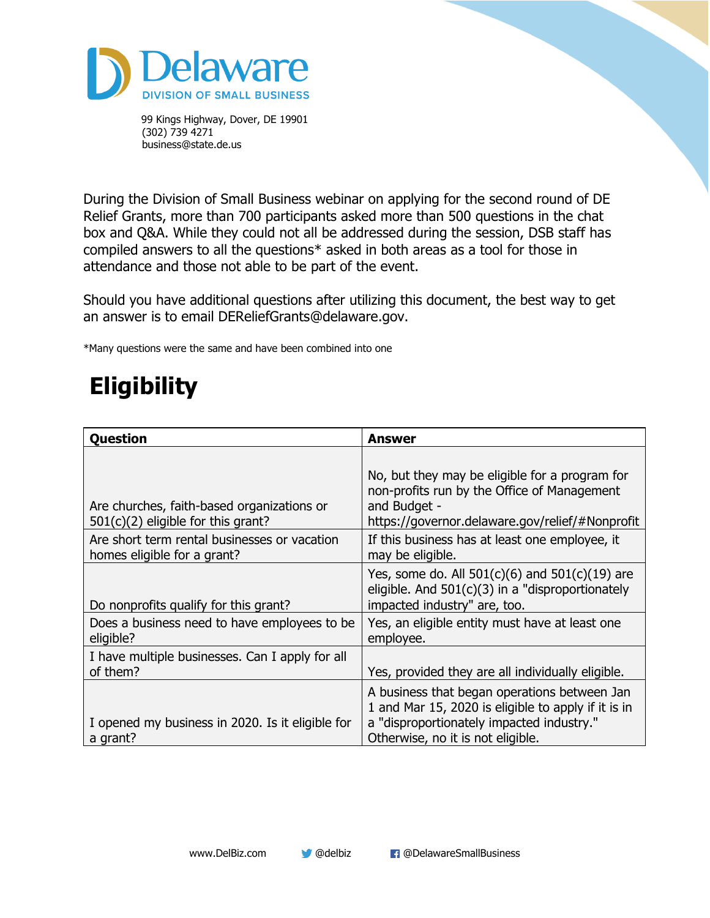Delaware

DIVISION OF SMALL BUSINESS

99 Kings Highway, Dover, DE 19901
(302) 739 4271
business@state.de.us

During the Division of Small Business webinar on applying for the second round of DE Relief Grants, more than 700 participants asked more than 500 questions in the chat box and Q&A. While they could not all be addressed during the session, DSB staff has compiled answers to all the questions* asked in both areas as a tool for those in attendance and those not able to be part of the event.

Should you have additional questions after utilizing this document, the best way to get an answer is to email DEReliefGrants@delaware.gov.

*Many questions were the same and have been combined into one

# Eligibility

| Question | Answer |
|---|---|
| Are churches, faith-based organizations or 501(c)(2) eligible for this grant? | No, but they may be eligible for a program for non-profits run by the Office of Management and Budget - https://governor.delaware.gov/relief/#Nonprofit |
| Are short term rental businesses or vacation homes eligible for a grant? | If this business has at least one employee, it may be eligible. |
| Do nonprofits qualify for this grant? | Yes, some do. All 501(c)(6) and 501(c)(19) are eligible. And 501(c)(3) in a "disproportionately impacted industry" are, too. |
| Does a business need to have employees to be eligible? | Yes, an eligible entity must have at least one employee. |
| I have multiple businesses. Can I apply for all of them? | Yes, provided they are all individually eligible. |
| I opened my business in 2020. Is it eligible for a grant? | A business that began operations between Jan 1 and Mar 15, 2020 is eligible to apply if it is in a "disproportionately impacted industry." Otherwise, no it is not eligible. |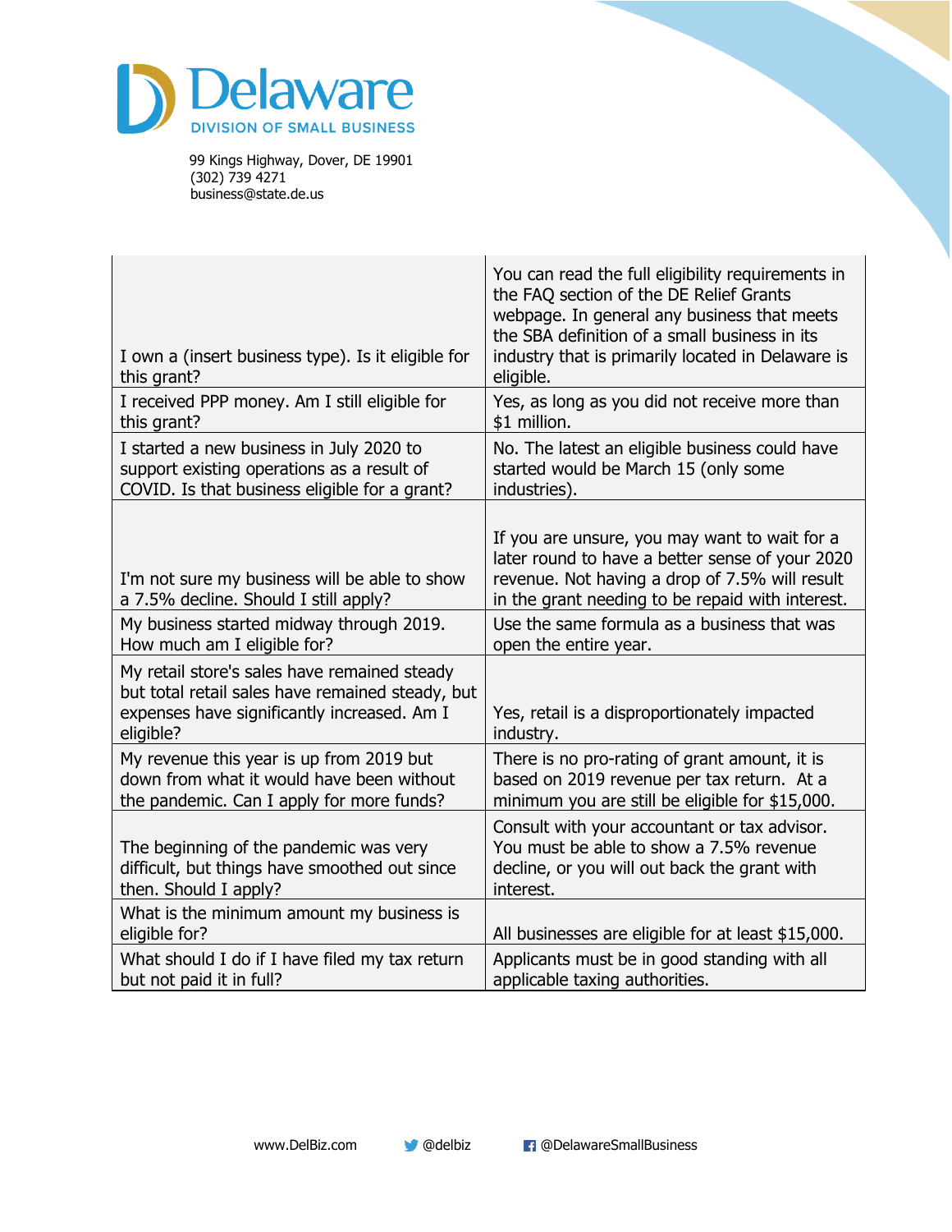Delaware
DIVISION OF SMALL BUSINESS

99 Kings Highway, Dover, DE 19901
(302) 739 4271
business@state.de.us

| | |
|---|---|
| I own a (insert business type). Is it eligible for this grant? | You can read the full eligibility requirements in the FAQ section of the DE Relief Grants webpage. In general any business that meets the SBA definition of a small business in its industry that is primarily located in Delaware is eligible. |
| I received PPP money. Am I still eligible for this grant? | Yes, as long as you did not receive more than $1 million. |
| I started a new business in July 2020 to support existing operations as a result of COVID. Is that business eligible for a grant? | No. The latest an eligible business could have started would be March 15 (only some industries). |
| I'm not sure my business will be able to show a 7.5% decline. Should I still apply? | If you are unsure, you may want to wait for a later round to have a better sense of your 2020 revenue. Not having a drop of 7.5% will result in the grant needing to be repaid with interest. |
| My business started midway through 2019. How much am I eligible for? | Use the same formula as a business that was open the entire year. |
| My retail store's sales have remained steady but total retail sales have remained steady, but expenses have significantly increased. Am I eligible? | Yes, retail is a disproportionately impacted industry. |
| My revenue this year is up from 2019 but down from what it would have been without the pandemic. Can I apply for more funds? | There is no pro-rating of grant amount, it is based on 2019 revenue per tax return. At a minimum you are still be eligible for $15,000. |
| The beginning of the pandemic was very difficult, but things have smoothed out since then. Should I apply? | Consult with your accountant or tax advisor. You must be able to show a 7.5% revenue decline, or you will out back the grant with interest. |
| What is the minimum amount my business is eligible for? | All businesses are eligible for at least $15,000. |
| What should I do if I have filed my tax return but not paid it in full? | Applicants must be in good standing with all applicable taxing authorities. |

www.DelBiz.com @delbiz @DelawareSmallBusiness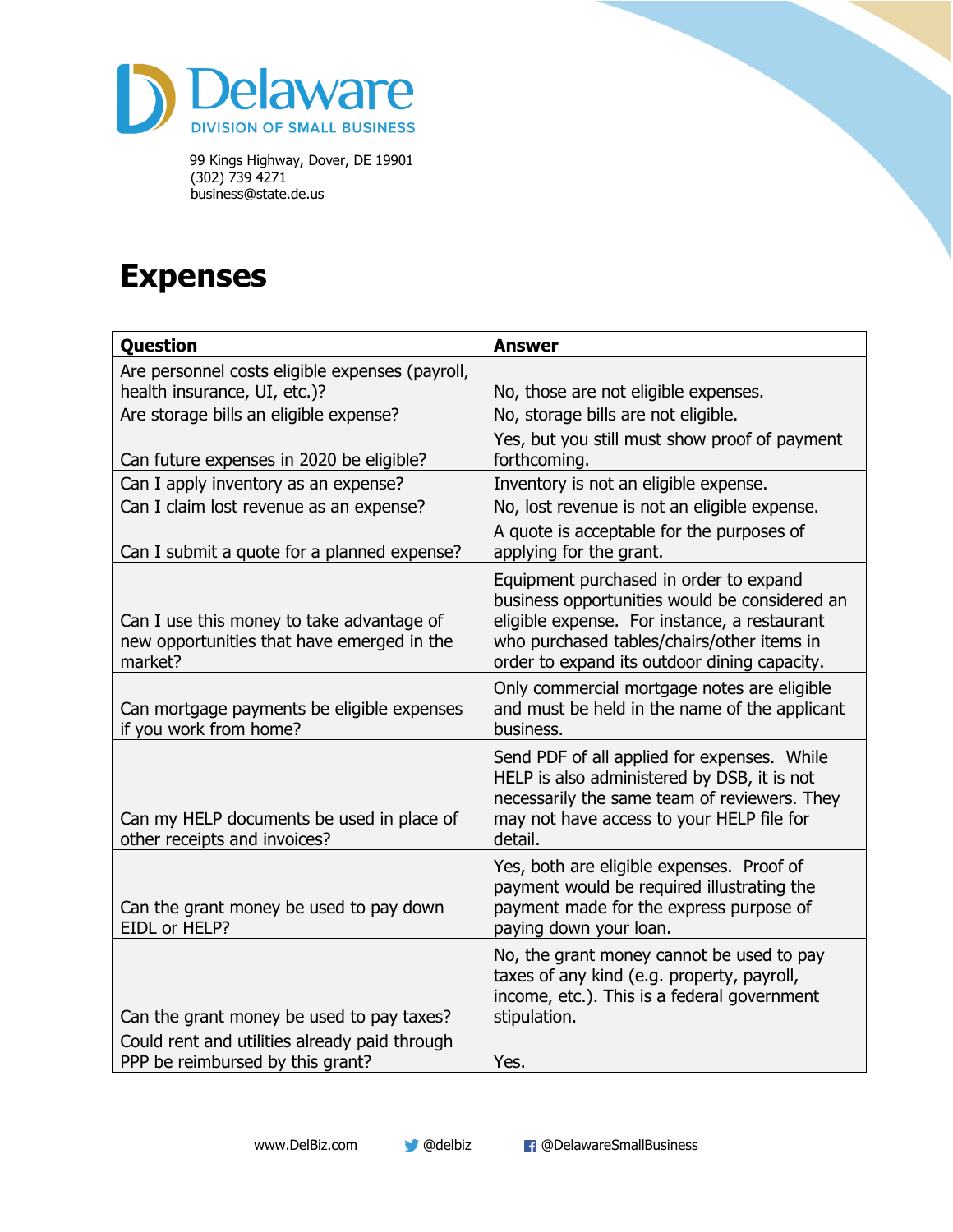Delaware
DIVISION OF SMALL BUSINESS

99 Kings Highway, Dover, DE 19901
(302) 739 4271
business@state.de.us

# Expenses

| Question | Answer |
|---|---|
| Are personnel costs eligible expenses (payroll, health insurance, UI, etc.)? | No, those are not eligible expenses. |
| Are storage bills an eligible expense? | No, storage bills are not eligible. |
| Can future expenses in 2020 be eligible? | Yes, but you still must show proof of payment forthcoming. |
| Can I apply inventory as an expense? | Inventory is not an eligible expense. |
| Can I claim lost revenue as an expense? | No, lost revenue is not an eligible expense. |
| Can I submit a quote for a planned expense? | A quote is acceptable for the purposes of applying for the grant. |
| Can I use this money to take advantage of new opportunities that have emerged in the market? | Equipment purchased in order to expand business opportunities would be considered an eligible expense. For instance, a restaurant who purchased tables/chairs/other items in order to expand its outdoor dining capacity. |
| Can mortgage payments be eligible expenses if you work from home? | Only commercial mortgage notes are eligible and must be held in the name of the applicant business. |
| Can my HELP documents be used in place of other receipts and invoices? | Send PDF of all applied for expenses. While HELP is also administered by DSB, it is not necessarily the same team of reviewers. They may not have access to your HELP file for detail. |
| Can the grant money be used to pay down EIDL or HELP? | Yes, both are eligible expenses. Proof of payment would be required illustrating the payment made for the express purpose of paying down your loan. |
| Can the grant money be used to pay taxes? | No, the grant money cannot be used to pay taxes of any kind (e.g. property, payroll, income, etc.). This is a federal government stipulation. |
| Could rent and utilities already paid through PPP be reimbursed by this grant? | Yes. |

www.DelBiz.com @delbiz @DelawareSmallBusiness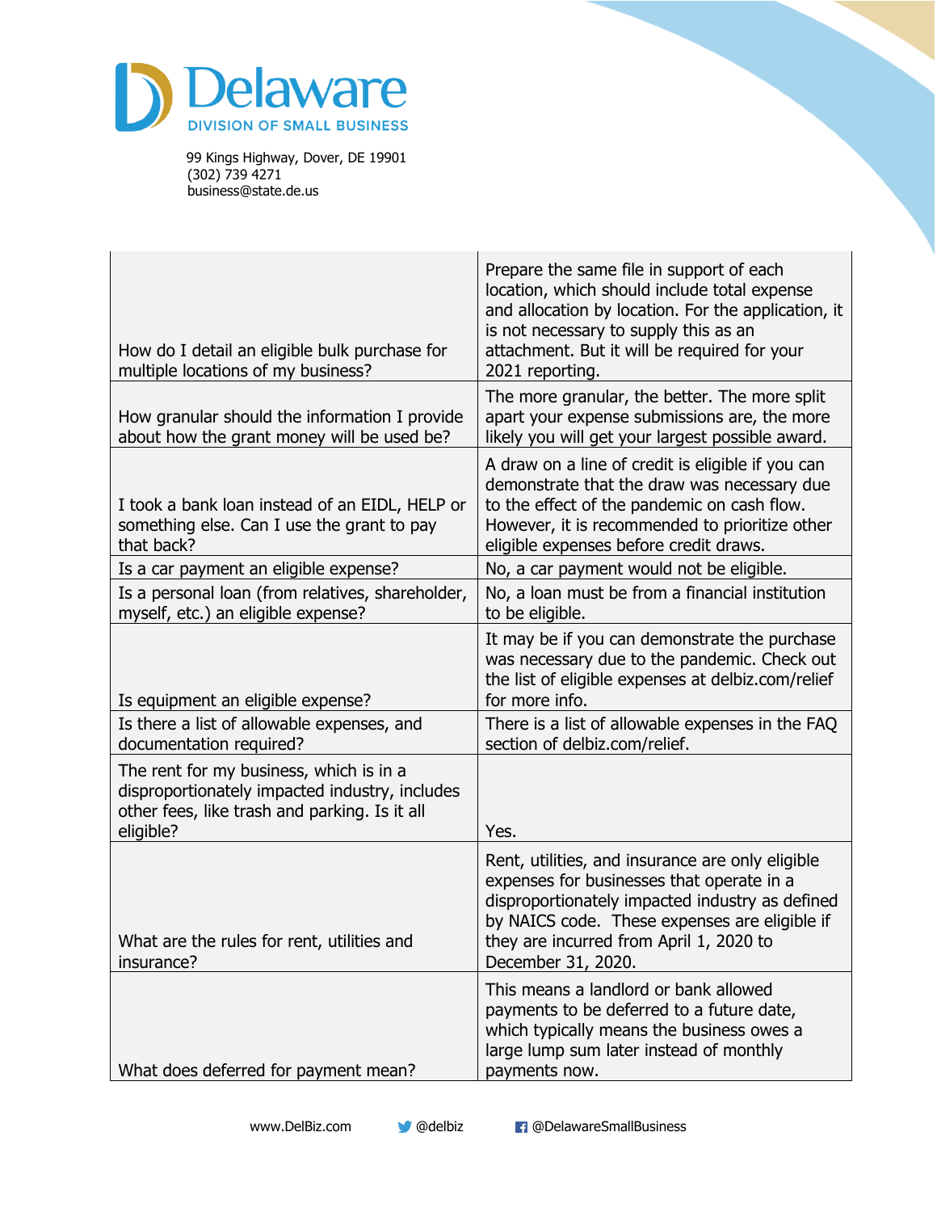| | |
|---|---|
| How do I detail an eligible bulk purchase for multiple locations of my business? | Prepare the same file in support of each location, which should include total expense and allocation by location. For the application, it is not necessary to supply this as an attachment. But it will be required for your 2021 reporting. |
| How granular should the information I provide about how the grant money will be used be? | The more granular, the better. The more split apart your expense submissions are, the more likely you will get your largest possible award. |
| I took a bank loan instead of an EIDL, HELP or something else. Can I use the grant to pay that back? | A draw on a line of credit is eligible if you can demonstrate that the draw was necessary due to the effect of the pandemic on cash flow. However, it is recommended to prioritize other eligible expenses before credit draws. |
| Is a car payment an eligible expense? | No, a car payment would not be eligible. |
| Is a personal loan (from relatives, shareholder, myself, etc.) an eligible expense? | No, a loan must be from a financial institution to be eligible. |
| Is equipment an eligible expense? | It may be if you can demonstrate the purchase was necessary due to the pandemic. Check out the list of eligible expenses at delbiz.com/relief for more info. |
| Is there a list of allowable expenses, and documentation required? | There is a list of allowable expenses in the FAQ section of delbiz.com/relief. |
| The rent for my business, which is in a disproportionately impacted industry, includes other fees, like trash and parking. Is it all eligible? | Yes. |
| What are the rules for rent, utilities and insurance? | Rent, utilities, and insurance are only eligible expenses for businesses that operate in a disproportionately impacted industry as defined by NAICS code. These expenses are eligible if they are incurred from April 1, 2020 to December 31, 2020. |
| What does deferred for payment mean? | This means a landlord or bank allowed payments to be deferred to a future date, which typically means the business owes a large lump sum later instead of monthly payments now. |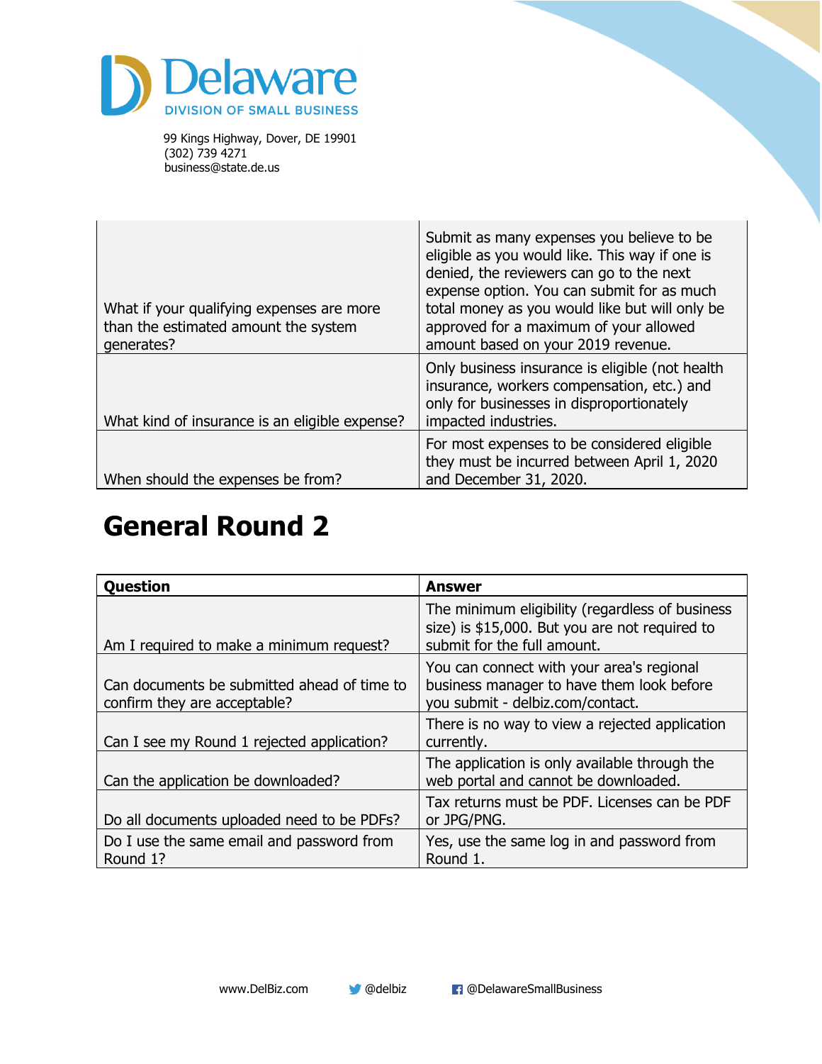| | |
|---|---|
| What if your qualifying expenses are more than the estimated amount the system generates? | Submit as many expenses you believe to be eligible as you would like. This way if one is denied, the reviewers can go to the next expense option. You can submit for as much total money as you would like but will only be approved for a maximum of your allowed amount based on your 2019 revenue. |
| What kind of insurance is an eligible expense? | Only business insurance is eligible (not health insurance, workers compensation, etc.) and only for businesses in disproportionately impacted industries. |
| When should the expenses be from? | For most expenses to be considered eligible they must be incurred between April 1, 2020 and December 31, 2020. |

# General Round 2

| Question | Answer |
|---|---|
| Am I required to make a minimum request? | The minimum eligibility (regardless of business size) is $15,000. But you are not required to submit for the full amount. |
| Can documents be submitted ahead of time to confirm they are acceptable? | You can connect with your area's regional business manager to have them look before you submit - delbiz.com/contact. |
| Can I see my Round 1 rejected application? | There is no way to view a rejected application currently. |
| Can the application be downloaded? | The application is only available through the web portal and cannot be downloaded. |
| Do all documents uploaded need to be PDFs? | Tax returns must be PDF. Licenses can be PDF or JPG/PNG. |
| Do I use the same email and password from Round 1? | Yes, use the same log in and password from Round 1. |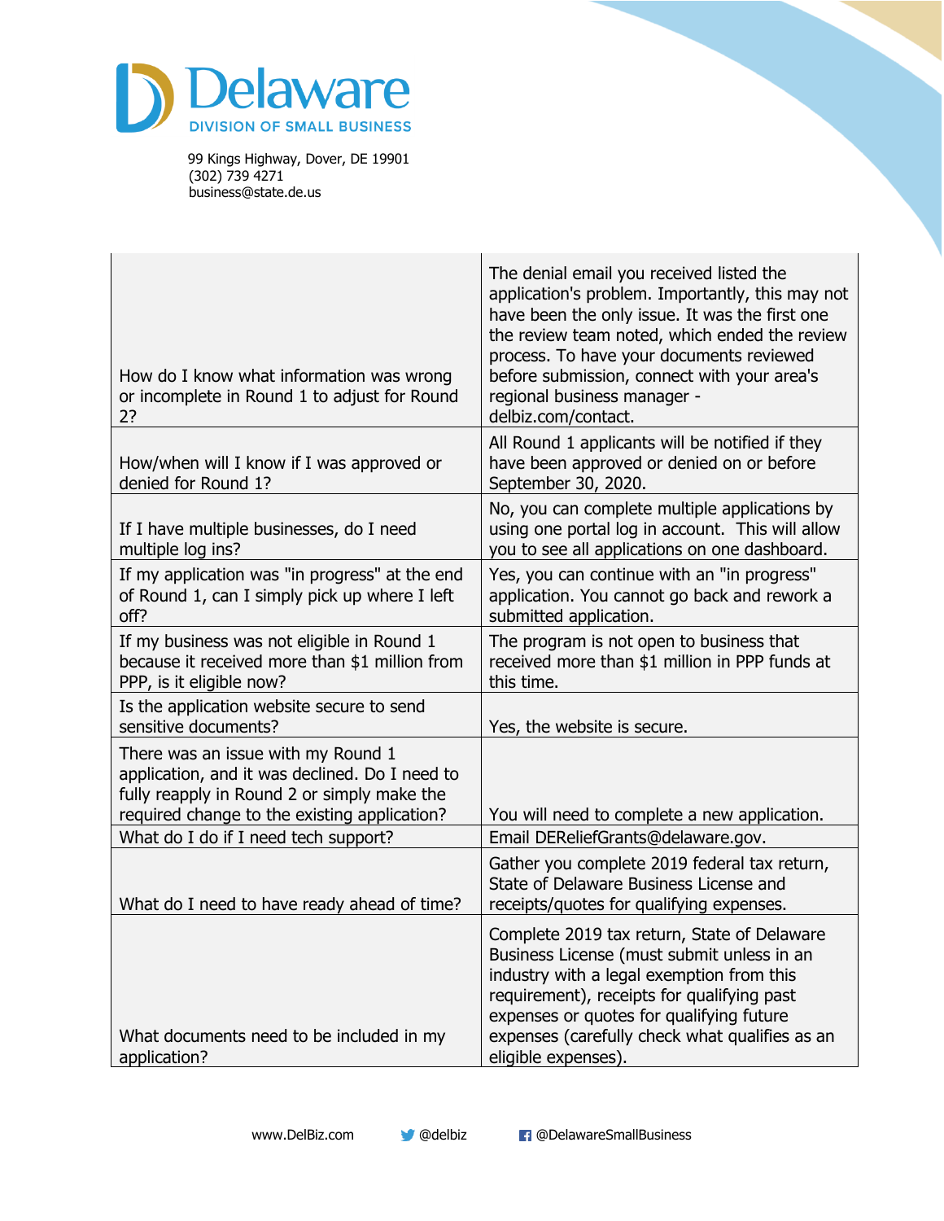Delaware
DIVISION OF SMALL BUSINESS

99 Kings Highway, Dover, DE 19901
(302) 739 4271
business@state.de.us

| | |
|---|---|
| How do I know what information was wrong or incomplete in Round 1 to adjust for Round 2? | The denial email you received listed the application's problem. Importantly, this may not have been the only issue. It was the first one the review team noted, which ended the review process. To have your documents reviewed before submission, connect with your area's regional business manager - delbiz.com/contact. |
| How/when will I know if I was approved or denied for Round 1? | All Round 1 applicants will be notified if they have been approved or denied on or before September 30, 2020. |
| If I have multiple businesses, do I need multiple log ins? | No, you can complete multiple applications by using one portal log in account. This will allow you to see all applications on one dashboard. |
| If my application was "in progress" at the end of Round 1, can I simply pick up where I left off? | Yes, you can continue with an "in progress" application. You cannot go back and rework a submitted application. |
| If my business was not eligible in Round 1 because it received more than $1 million from PPP, is it eligible now? | The program is not open to business that received more than $1 million in PPP funds at this time. |
| Is the application website secure to send sensitive documents? | Yes, the website is secure. |
| There was an issue with my Round 1 application, and it was declined. Do I need to fully reapply in Round 2 or simply make the required change to the existing application? | You will need to complete a new application. |
| What do I do if I need tech support? | Email DEReliefGrants@delaware.gov. |
| What do I need to have ready ahead of time? | Gather you complete 2019 federal tax return, State of Delaware Business License and receipts/quotes for qualifying expenses. |
| What documents need to be included in my application? | Complete 2019 tax return, State of Delaware Business License (must submit unless in an industry with a legal exemption from this requirement), receipts for qualifying past expenses or quotes for qualifying future expenses (carefully check what qualifies as an eligible expenses). |

www.DelBiz.com @delbiz @DelawareSmallBusiness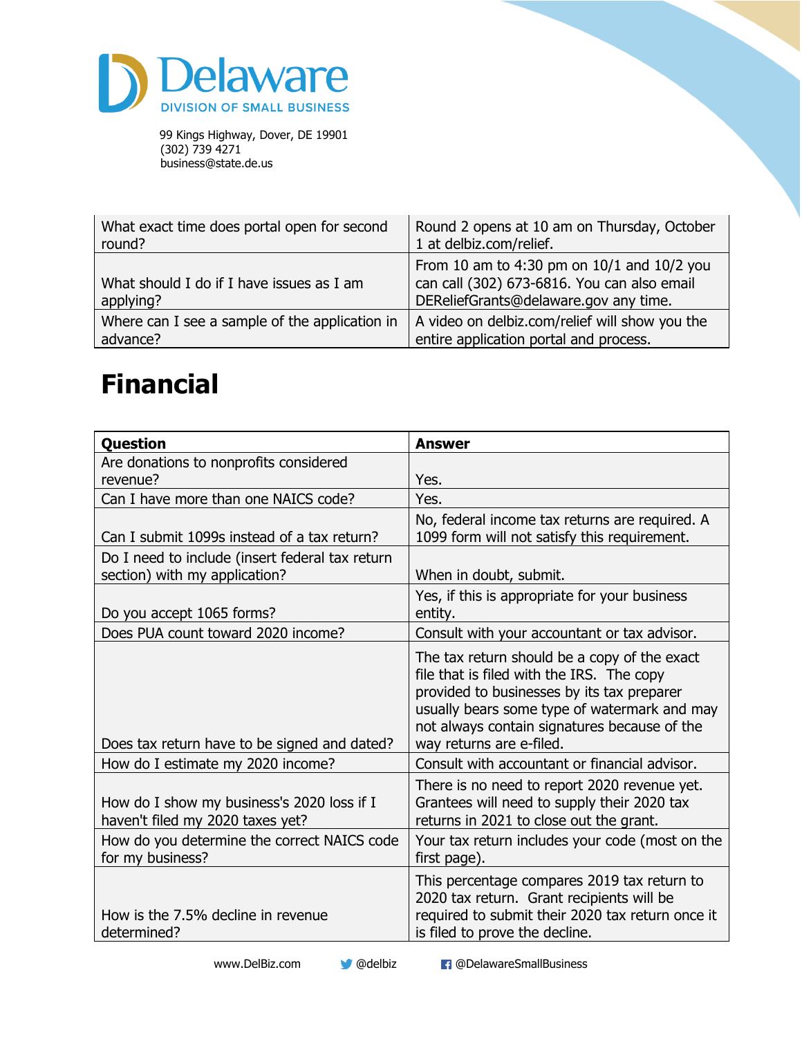| | |
|---|---|
| What exact time does portal open for second round? | Round 2 opens at 10 am on Thursday, October 1 at delbiz.com/relief. |
| What should I do if I have issues as I am applying? | From 10 am to 4:30 pm on 10/1 and 10/2 you can call (302) 673-6816. You can also email DEReliefGrants@delaware.gov any time. |
| Where can I see a sample of the application in advance? | A video on delbiz.com/relief will show you the entire application portal and process. |

# Financial

| Question | Answer |
|---|---|
| Are donations to nonprofits considered revenue? | Yes. |
| Can I have more than one NAICS code? | Yes. |
| Can I submit 1099s instead of a tax return? | No, federal income tax returns are required. A 1099 form will not satisfy this requirement. |
| Do I need to include (insert federal tax return section) with my application? | When in doubt, submit. |
| Do you accept 1065 forms? | Yes, if this is appropriate for your business entity. |
| Does PUA count toward 2020 income? | Consult with your accountant or tax advisor. |
| Does tax return have to be signed and dated? | The tax return should be a copy of the exact file that is filed with the IRS. The copy provided to businesses by its tax preparer usually bears some type of watermark and may not always contain signatures because of the way returns are e-filed. |
| How do I estimate my 2020 income? | Consult with accountant or financial advisor. |
| How do I show my business's 2020 loss if I haven't filed my 2020 taxes yet? | There is no need to report 2020 revenue yet. Grantees will need to supply their 2020 tax returns in 2021 to close out the grant. |
| How do you determine the correct NAICS code for my business? | Your tax return includes your code (most on the first page). |
| How is the 7.5% decline in revenue determined? | This percentage compares 2019 tax return to 2020 tax return. Grant recipients will be required to submit their 2020 tax return once it is filed to prove the decline. |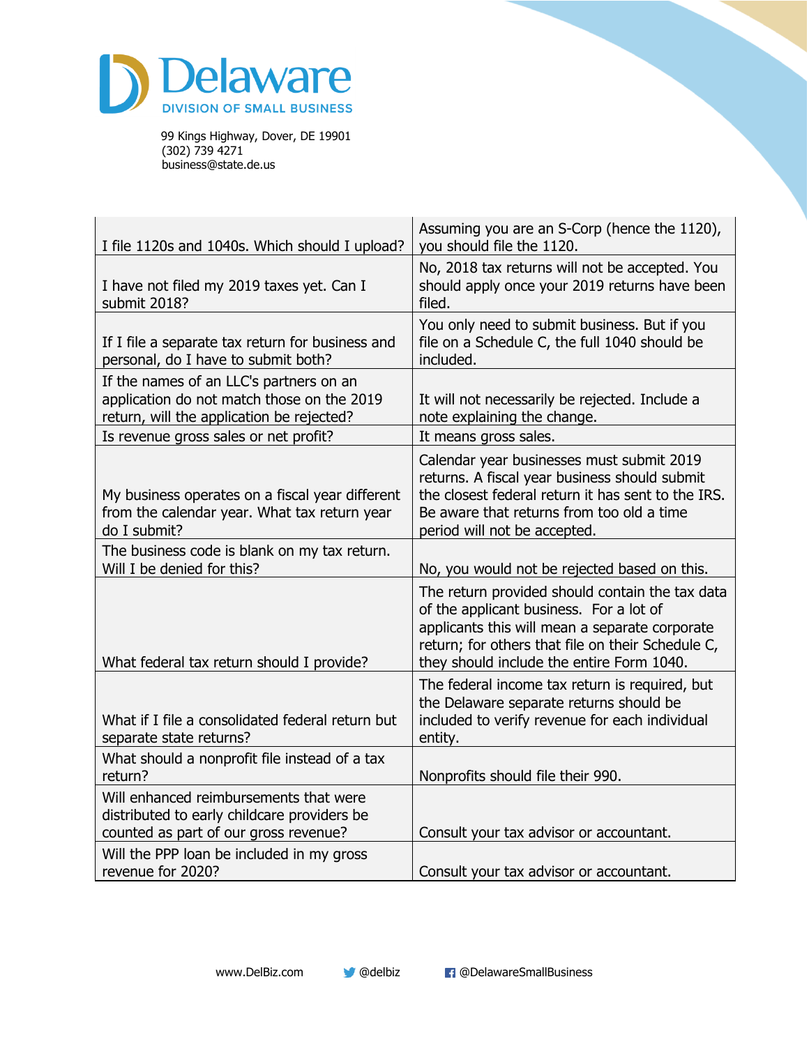Delaware

DIVISION OF SMALL BUSINESS

99 Kings Highway, Dover, DE 19901
(302) 739 4271
business@state.de.us

| | |
|---|---|
| I file 1120s and 1040s. Which should I upload? | Assuming you are an S-Corp (hence the 1120), you should file the 1120. |
| I have not filed my 2019 taxes yet. Can I submit 2018? | No, 2018 tax returns will not be accepted. You should apply once your 2019 returns have been filed. |
| If I file a separate tax return for business and personal, do I have to submit both? | You only need to submit business. But if you file on a Schedule C, the full 1040 should be included. |
| If the names of an LLC's partners on an application do not match those on the 2019 return, will the application be rejected? | It will not necessarily be rejected. Include a note explaining the change. |
| Is revenue gross sales or net profit? | It means gross sales. |
| My business operates on a fiscal year different from the calendar year. What tax return year do I submit? | Calendar year businesses must submit 2019 returns. A fiscal year business should submit the closest federal return it has sent to the IRS. Be aware that returns from too old a time period will not be accepted. |
| The business code is blank on my tax return. Will I be denied for this? | No, you would not be rejected based on this. |
| What federal tax return should I provide? | The return provided should contain the tax data of the applicant business. For a lot of applicants this will mean a separate corporate return; for others that file on their Schedule C, they should include the entire Form 1040. |
| What if I file a consolidated federal return but separate state returns? | The federal income tax return is required, but the Delaware separate returns should be included to verify revenue for each individual entity. |
| What should a nonprofit file instead of a tax return? | Nonprofits should file their 990. |
| Will enhanced reimbursements that were distributed to early childcare providers be counted as part of our gross revenue? | Consult your tax advisor or accountant. |
| Will the PPP loan be included in my gross revenue for 2020? | Consult your tax advisor or accountant. |

www.DelBiz.com @delbiz @DelawareSmallBusiness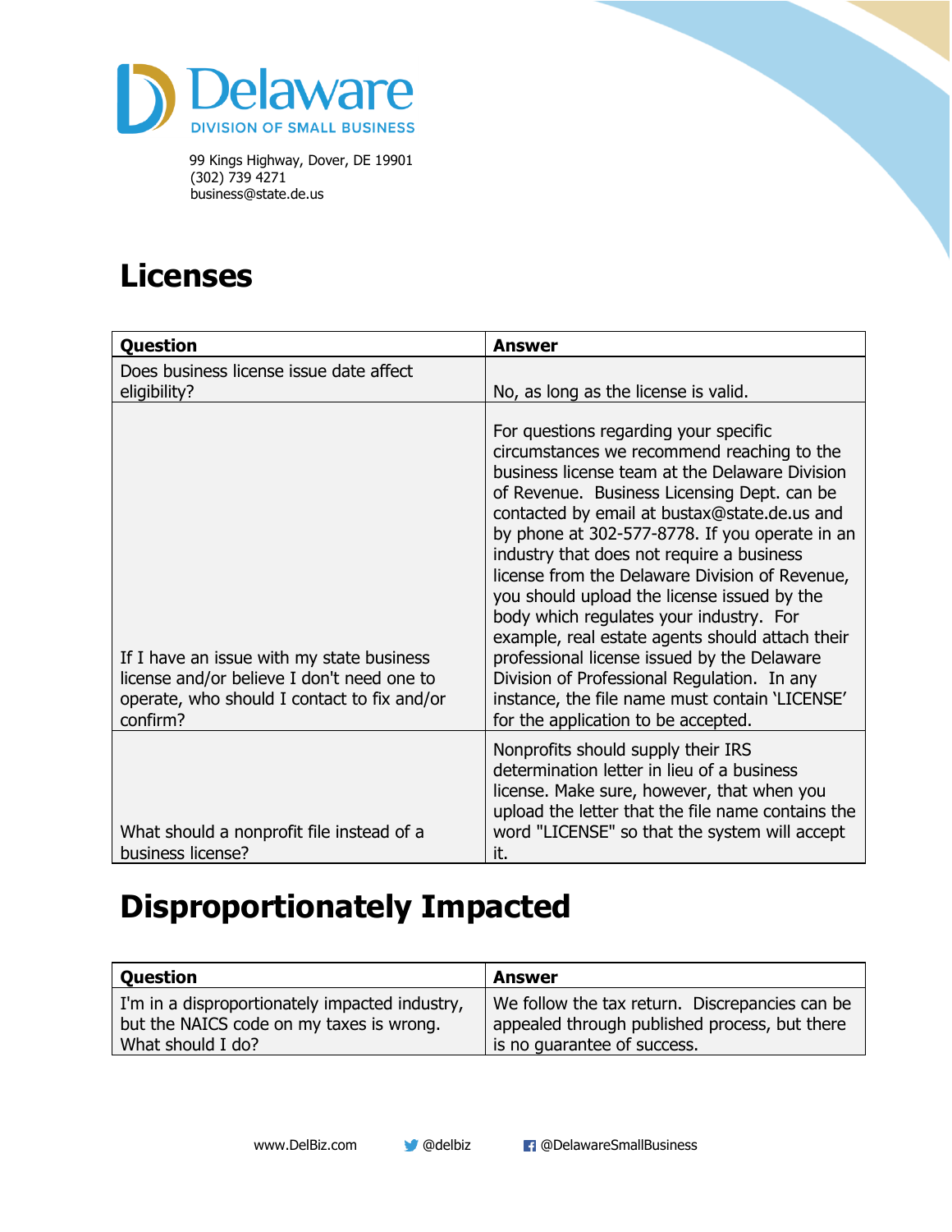Delaware
DIVISION OF SMALL BUSINESS

99 Kings Highway, Dover, DE 19901
(302) 739 4271
business@state.de.us

# Licenses

| Question | Answer |
| --- | --- |
| Does business license issue date affect eligibility? | No, as long as the license is valid. |
| If I have an issue with my state business license and/or believe I don't need one to operate, who should I contact to fix and/or confirm? | For questions regarding your specific circumstances we recommend reaching to the business license team at the Delaware Division of Revenue. Business Licensing Dept. can be contacted by email at bustax@state.de.us and by phone at 302-577-8778. If you operate in an industry that does not require a business license from the Delaware Division of Revenue, you should upload the license issued by the body which regulates your industry. For example, real estate agents should attach their professional license issued by the Delaware Division of Professional Regulation. In any instance, the file name must contain 'LICENSE' for the application to be accepted. |
| What should a nonprofit file instead of a business license? | Nonprofits should supply their IRS determination letter in lieu of a business license. Make sure, however, that when you upload the letter that the file name contains the word "LICENSE" so that the system will accept it. |

# Disproportionately Impacted

| Question | Answer |
| --- | --- |
| I'm in a disproportionately impacted industry, but the NAICS code on my taxes is wrong. What should I do? | We follow the tax return. Discrepancies can be appealed through published process, but there is no guarantee of success. |

www.DelBiz.com @delbiz @DelawareSmallBusiness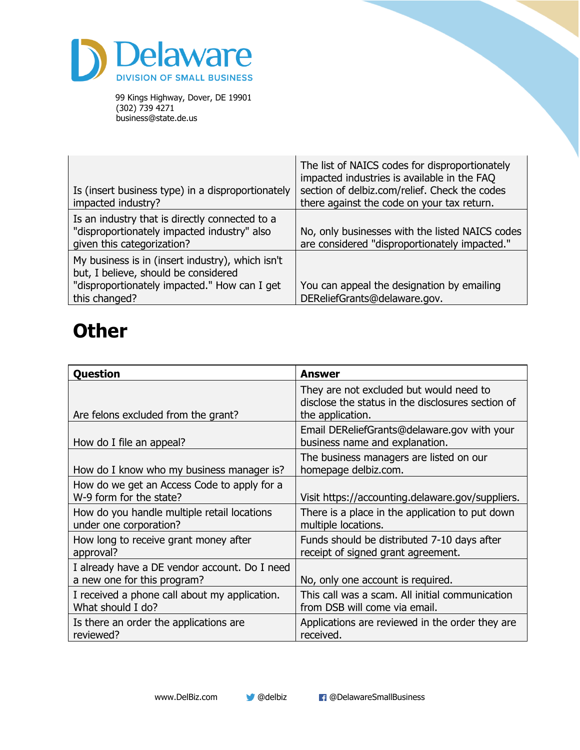| | |
|---|---|
| Is (insert business type) in a disproportionately impacted industry? | The list of NAICS codes for disproportionately impacted industries is available in the FAQ section of delbiz.com/relief. Check the codes there against the code on your tax return. |
| Is an industry that is directly connected to a "disproportionately impacted industry" also given this categorization? | No, only businesses with the listed NAICS codes are considered "disproportionately impacted." |
| My business is in (insert industry), which isn't but, I believe, should be considered "disproportionately impacted." How can I get this changed? | You can appeal the designation by emailing DEReliefGrants@delaware.gov. |

# Other

| Question | Answer |
|---|---|
| Are felons excluded from the grant? | They are not excluded but would need to disclose the status in the disclosures section of the application. |
| How do I file an appeal? | Email DEReliefGrants@delaware.gov with your business name and explanation. |
| How do I know who my business manager is? | The business managers are listed on our homepage delbiz.com. |
| How do we get an Access Code to apply for a W-9 form for the state? | Visit https://accounting.delaware.gov/suppliers. |
| How do you handle multiple retail locations under one corporation? | There is a place in the application to put down multiple locations. |
| How long to receive grant money after approval? | Funds should be distributed 7-10 days after receipt of signed grant agreement. |
| I already have a DE vendor account. Do I need a new one for this program? | No, only one account is required. |
| I received a phone call about my application. What should I do? | This call was a scam. All initial communication from DSB will come via email. |
| Is there an order the applications are reviewed? | Applications are reviewed in the order they are received. |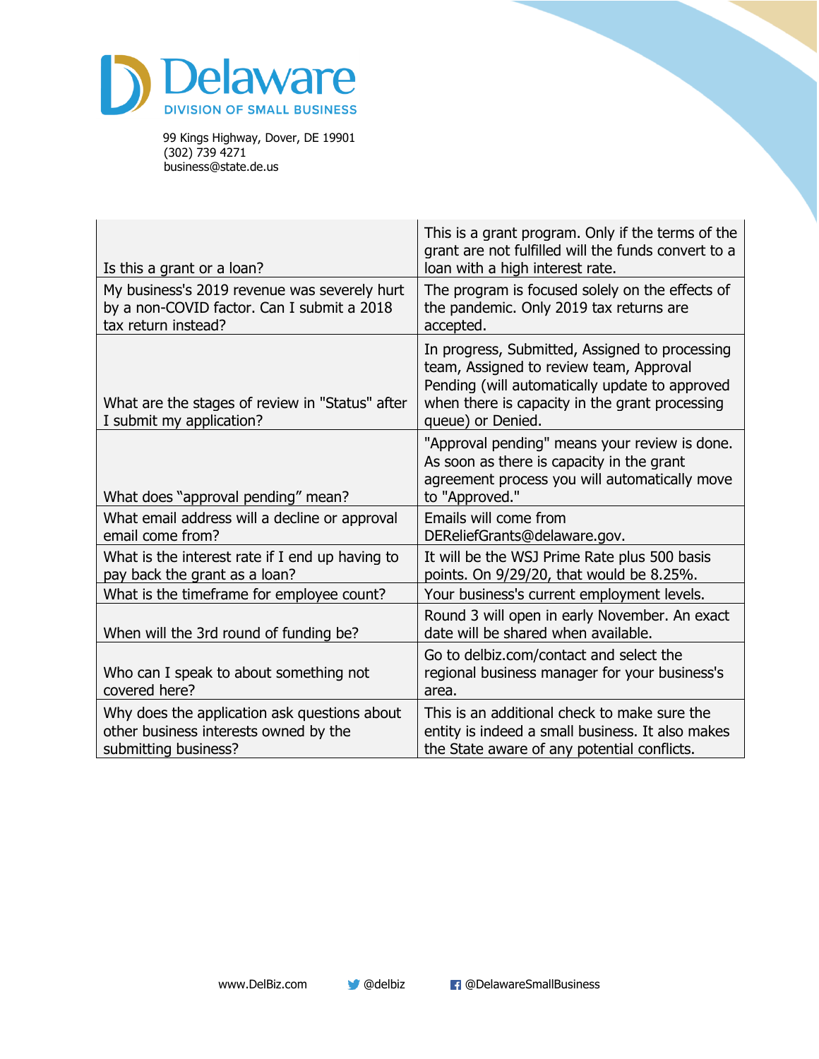Delaware
DIVISION OF SMALL BUSINESS

99 Kings Highway, Dover, DE 19901
(302) 739 4271
business@state.de.us

| | |
|---|---|
| Is this a grant or a loan? | This is a grant program. Only if the terms of the grant are not fulfilled will the funds convert to a loan with a high interest rate. |
| My business's 2019 revenue was severely hurt by a non-COVID factor. Can I submit a 2018 tax return instead? | The program is focused solely on the effects of the pandemic. Only 2019 tax returns are accepted. |
| What are the stages of review in "Status" after I submit my application? | In progress, Submitted, Assigned to processing team, Assigned to review team, Approval Pending (will automatically update to approved when there is capacity in the grant processing queue) or Denied. |
| What does "approval pending" mean? | "Approval pending" means your review is done. As soon as there is capacity in the grant agreement process you will automatically move to "Approved." |
| What email address will a decline or approval email come from? | Emails will come from DEReliefGrants@delaware.gov. |
| What is the interest rate if I end up having to pay back the grant as a loan? | It will be the WSJ Prime Rate plus 500 basis points. On 9/29/20, that would be 8.25%. |
| What is the timeframe for employee count? | Your business's current employment levels. |
| When will the 3rd round of funding be? | Round 3 will open in early November. An exact date will be shared when available. |
| Who can I speak to about something not covered here? | Go to delbiz.com/contact and select the regional business manager for your business's area. |
| Why does the application ask questions about other business interests owned by the submitting business? | This is an additional check to make sure the entity is indeed a small business. It also makes the State aware of any potential conflicts. |

www.DelBiz.com @delbiz @DelawareSmallBusiness